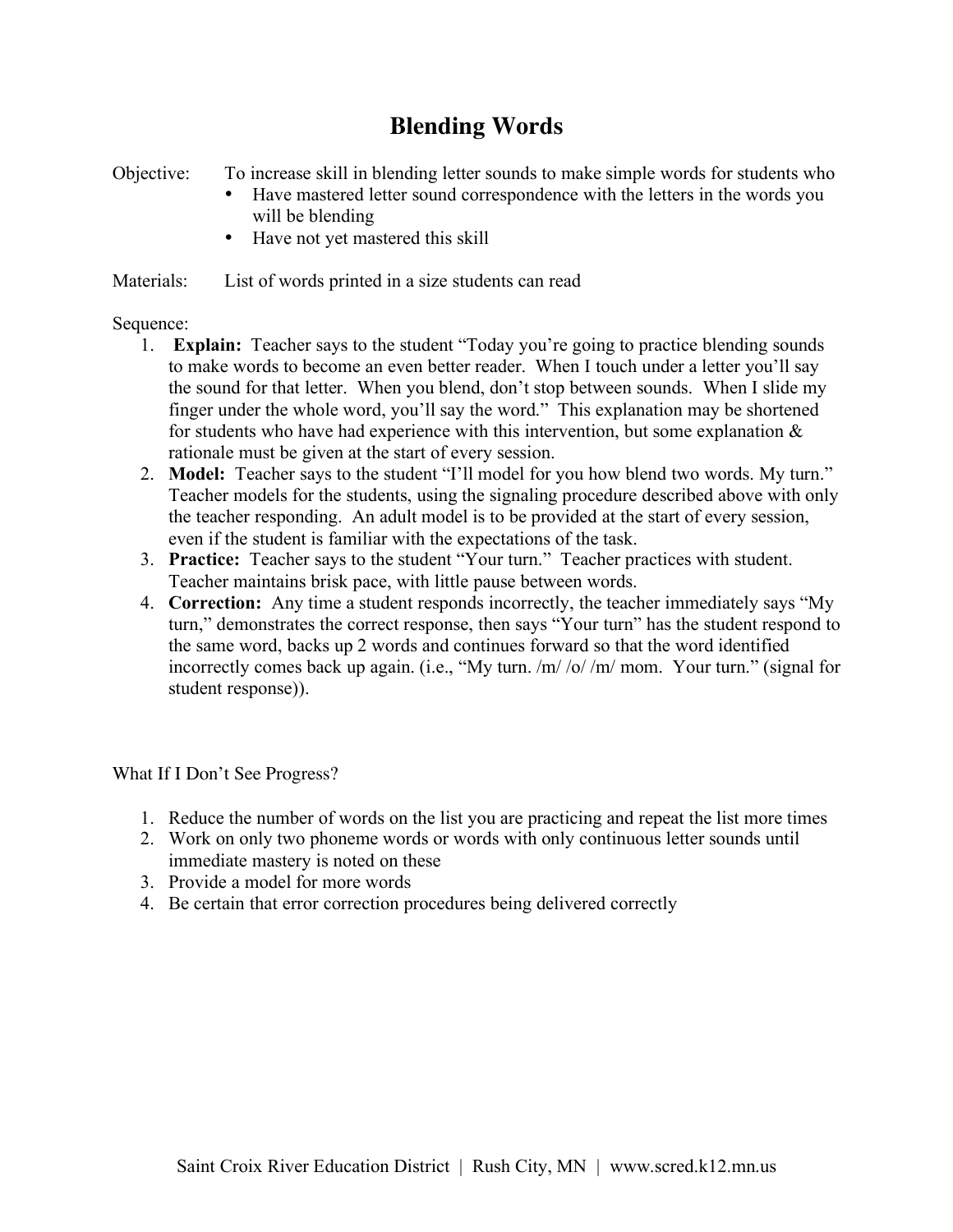# Blending Words

Objective: To increase skill in blending letter sounds to make simple words for students who

- Have mastered letter sound correspondence with the letters in the words you will be blending
- Have not yet mastered this skill

Materials: List of words printed in a size students can read

Sequence:

1. **Explain:** Teacher says to the student "Today you're going to practice blending sounds to make words to become an even better reader. When I touch under a letter you'll say the sound for that letter. When you blend, don't stop between sounds. When I slide my finger under the whole word, you'll say the word." This explanation may be shortened for students who have had experience with this intervention, but some explanation & rationale must be given at the start of every session.
2. **Model:** Teacher says to the student "I'll model for you how blend two words. My turn." Teacher models for the students, using the signaling procedure described above with only the teacher responding. An adult model is to be provided at the start of every session, even if the student is familiar with the expectations of the task.
3. **Practice:** Teacher says to the student "Your turn." Teacher practices with student. Teacher maintains brisk pace, with little pause between words.
4. **Correction:** Any time a student responds incorrectly, the teacher immediately says "My turn," demonstrates the correct response, then says "Your turn" has the student respond to the same word, backs up 2 words and continues forward so that the word identified incorrectly comes back up again. (i.e., "My turn. /m/ /o/ /m/ mom. Your turn." (signal for student response)).

What If I Don't See Progress?

1. Reduce the number of words on the list you are practicing and repeat the list more times
2. Work on only two phoneme words or words with only continuous letter sounds until immediate mastery is noted on these
3. Provide a model for more words
4. Be certain that error correction procedures being delivered correctly

Saint Croix River Education District | Rush City, MN | www.scred.k12.mn.us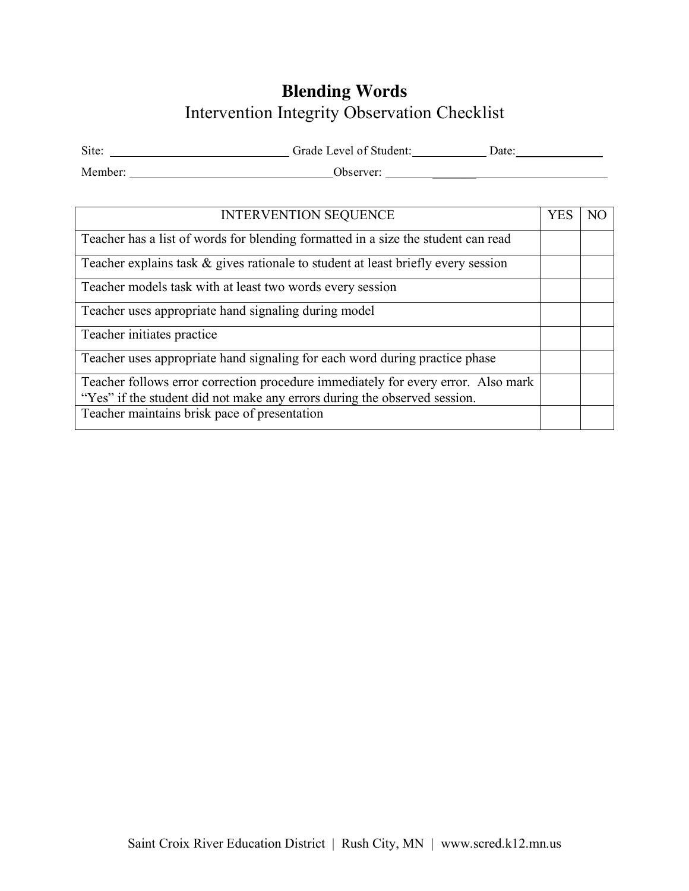# Blending Words

## Intervention Integrity Observation Checklist

Site: ______________________________ Grade Level of Student: ____________ Date: ______________

Member: __________________________________ Observer: ____________________________________

| INTERVENTION SEQUENCE | YES | NO |
|---|---|---|
| Teacher has a list of words for blending formatted in a size the student can read | | |
| Teacher explains task & gives rationale to student at least briefly every session | | |
| Teacher models task with at least two words every session | | |
| Teacher uses appropriate hand signaling during model | | |
| Teacher initiates practice | | |
| Teacher uses appropriate hand signaling for each word during practice phase | | |
| Teacher follows error correction procedure immediately for every error. Also mark "Yes" if the student did not make any errors during the observed session. | | |
| Teacher maintains brisk pace of presentation | | |

Saint Croix River Education District | Rush City, MN | www.scred.k12.mn.us